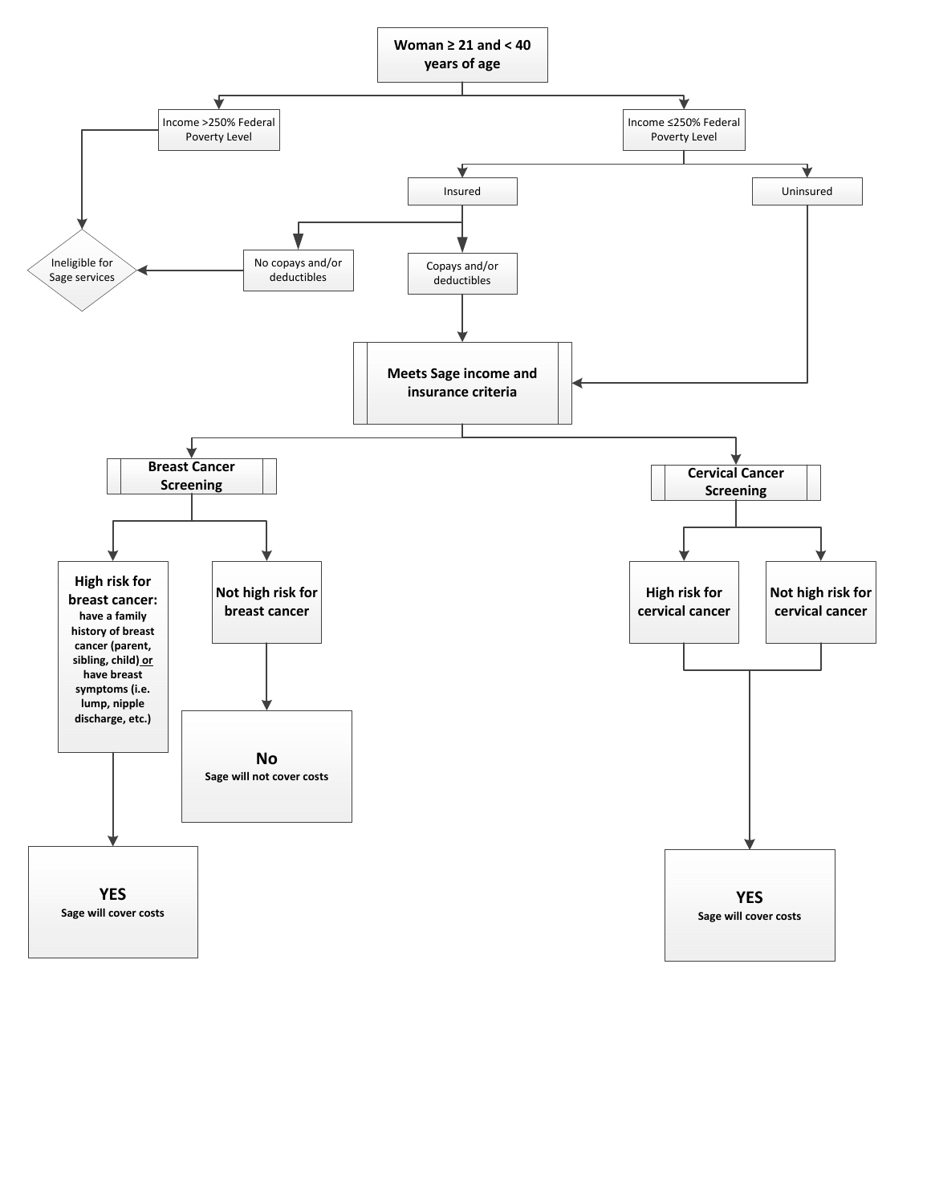**Woman ≥ 21 and < 40 years of age**

- Income >250% Federal Poverty Level
  - Ineligible for Sage services
- Income ≤250% Federal Poverty Level
  - Insured
    - No copays and/or deductibles
      - Ineligible for Sage services
    - Copays and/or deductibles
      - **Meets Sage income and insurance criteria**
  - Uninsured
    - **Meets Sage income and insurance criteria**

**Meets Sage income and insurance criteria**

- **Breast Cancer Screening**
  - **High risk for breast cancer:** **have a family history of breast cancer (parent, sibling, child) <u>or</u> have breast symptoms (i.e. lump, nipple discharge, etc.)**
    - **YES** — **Sage will cover costs**
  - **Not high risk for breast cancer**
    - **No** — **Sage will not cover costs**
- **Cervical Cancer Screening**
  - **High risk for cervical cancer**
    - **YES** — **Sage will cover costs**
  - **Not high risk for cervical cancer**
    - **YES** — **Sage will cover costs**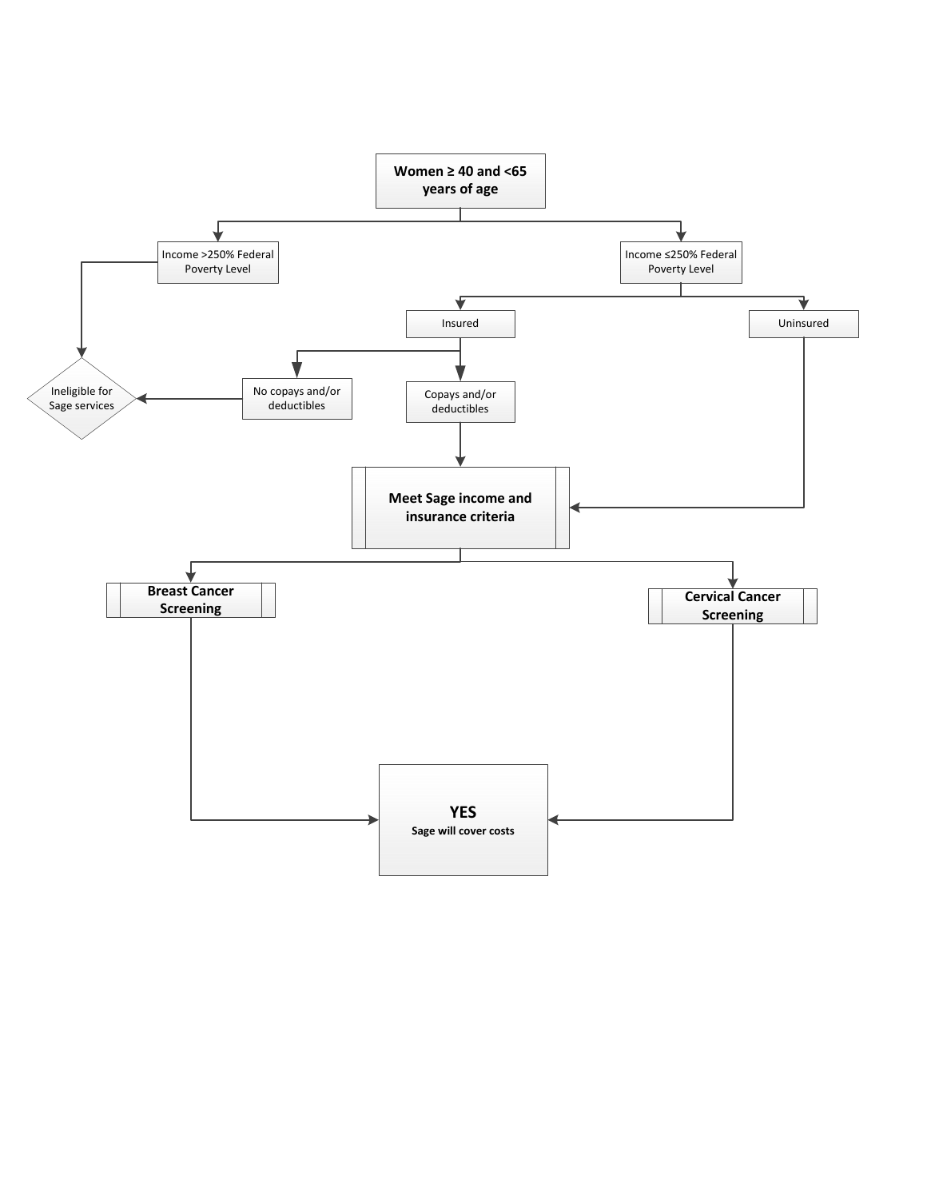**Women ≥ 40 and <65 years of age**

- Income >250% Federal Poverty Level
  - Ineligible for Sage services
- Income ≤250% Federal Poverty Level
  - Insured
    - No copays and/or deductibles → Ineligible for Sage services
    - Copays and/or deductibles → **Meet Sage income and insurance criteria**
  - Uninsured → **Meet Sage income and insurance criteria**

**Meet Sage income and insurance criteria**

- **Breast Cancer Screening** → **YES** Sage will cover costs
- **Cervical Cancer Screening** → **YES** Sage will cover costs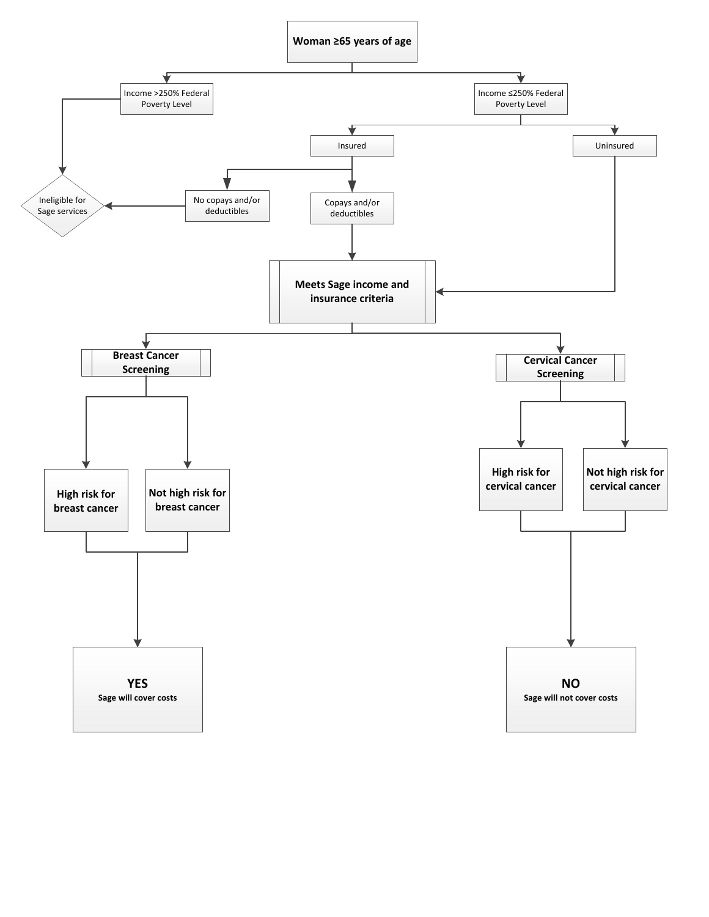**Woman ≥65 years of age**

- Income >250% Federal Poverty Level
  - Ineligible for Sage services
- Income ≤250% Federal Poverty Level
  - Insured
    - No copays and/or deductibles
      - Ineligible for Sage services
    - Copays and/or deductibles
      - **Meets Sage income and insurance criteria**
  - Uninsured
    - **Meets Sage income and insurance criteria**

**Meets Sage income and insurance criteria**

- **Breast Cancer Screening**
  - **High risk for breast cancer**
  - **Not high risk for breast cancer**
  - **YES** — Sage will cover costs
- **Cervical Cancer Screening**
  - **High risk for cervical cancer**
  - **Not high risk for cervical cancer**
  - **NO** — Sage will not cover costs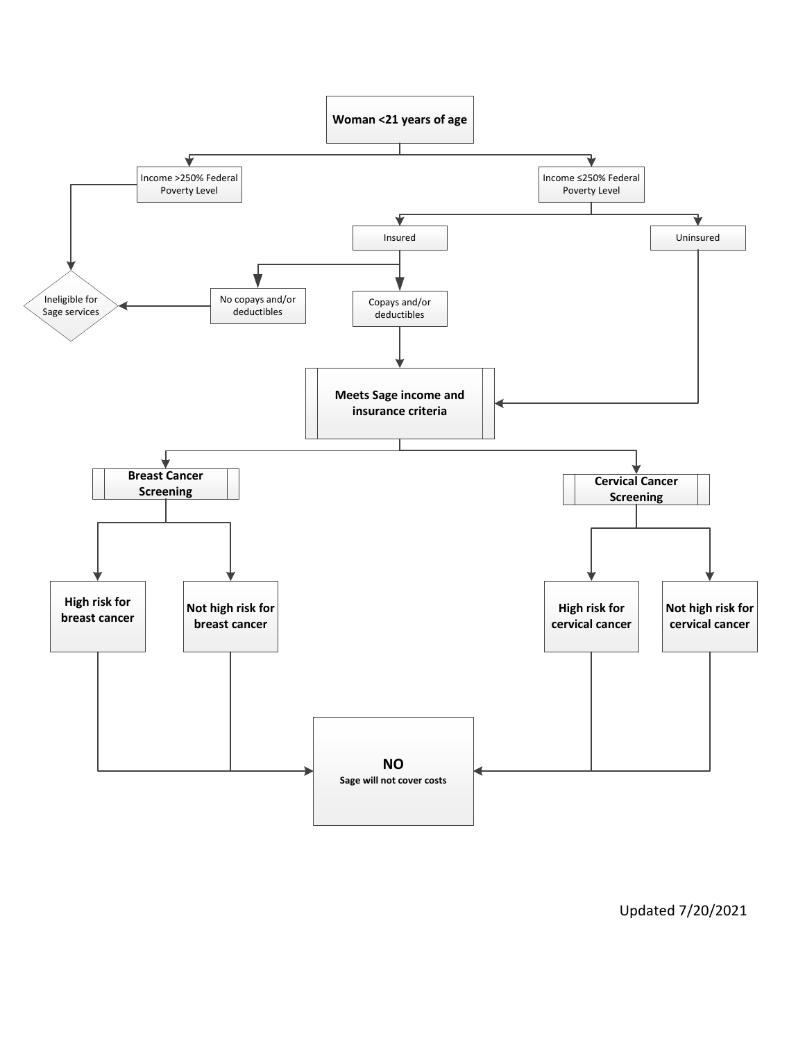**Woman <21 years of age**

- Income >250% Federal Poverty Level
  - Ineligible for Sage services
- Income ≤250% Federal Poverty Level
  - Insured
    - No copays and/or deductibles
      - Ineligible for Sage services
    - Copays and/or deductibles
      - **Meets Sage income and insurance criteria**
  - Uninsured
    - **Meets Sage income and insurance criteria**

**Meets Sage income and insurance criteria**

- **Breast Cancer Screening**
  - **High risk for breast cancer**
    - **NO** — **Sage will not cover costs**
  - **Not high risk for breast cancer**
    - **NO** — **Sage will not cover costs**
- **Cervical Cancer Screening**
  - **High risk for cervical cancer**
    - **NO** — **Sage will not cover costs**
  - **Not high risk for cervical cancer**
    - **NO** — **Sage will not cover costs**

Updated 7/20/2021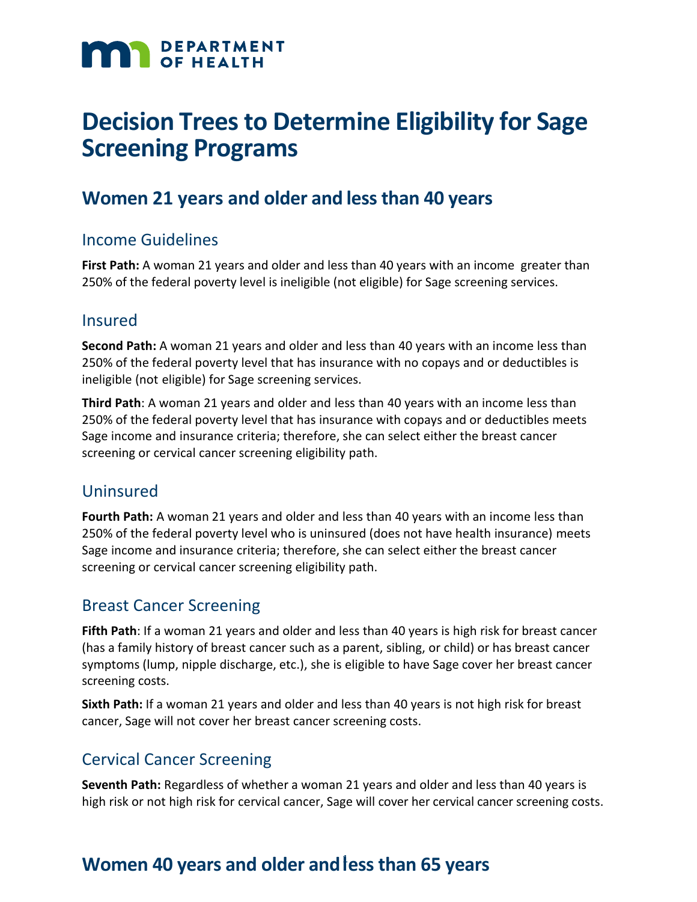# Decision Trees to Determine Eligibility for Sage Screening Programs

## Women 21 years and older and less than 40 years

### Income Guidelines

**First Path:** A woman 21 years and older and less than 40 years with an income greater than 250% of the federal poverty level is ineligible (not eligible) for Sage screening services.

### Insured

**Second Path:** A woman 21 years and older and less than 40 years with an income less than 250% of the federal poverty level that has insurance with no copays and or deductibles is ineligible (not eligible) for Sage screening services.

**Third Path**: A woman 21 years and older and less than 40 years with an income less than 250% of the federal poverty level that has insurance with copays and or deductibles meets Sage income and insurance criteria; therefore, she can select either the breast cancer screening or cervical cancer screening eligibility path.

### Uninsured

**Fourth Path:** A woman 21 years and older and less than 40 years with an income less than 250% of the federal poverty level who is uninsured (does not have health insurance) meets Sage income and insurance criteria; therefore, she can select either the breast cancer screening or cervical cancer screening eligibility path.

### Breast Cancer Screening

**Fifth Path**: If a woman 21 years and older and less than 40 years is high risk for breast cancer (has a family history of breast cancer such as a parent, sibling, or child) or has breast cancer symptoms (lump, nipple discharge, etc.), she is eligible to have Sage cover her breast cancer screening costs.

**Sixth Path:** If a woman 21 years and older and less than 40 years is not high risk for breast cancer, Sage will not cover her breast cancer screening costs.

### Cervical Cancer Screening

**Seventh Path:** Regardless of whether a woman 21 years and older and less than 40 years is high risk or not high risk for cervical cancer, Sage will cover her cervical cancer screening costs.

## Women 40 years and older and less than 65 years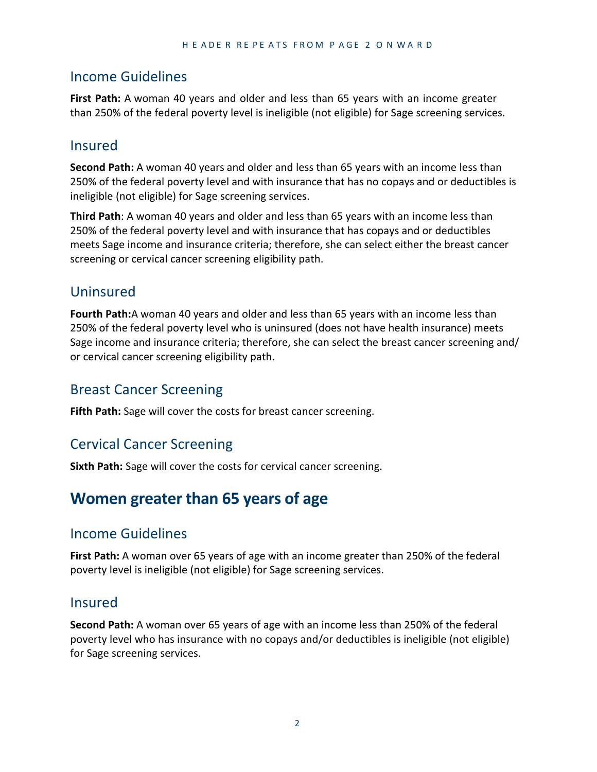## Income Guidelines

**First Path:** A woman 40 years and older and less than 65 years with an income greater than 250% of the federal poverty level is ineligible (not eligible) for Sage screening services.

## Insured

**Second Path:** A woman 40 years and older and less than 65 years with an income less than 250% of the federal poverty level and with insurance that has no copays and or deductibles is ineligible (not eligible) for Sage screening services.

**Third Path**: A woman 40 years and older and less than 65 years with an income less than 250% of the federal poverty level and with insurance that has copays and or deductibles meets Sage income and insurance criteria; therefore, she can select either the breast cancer screening or cervical cancer screening eligibility path.

## Uninsured

**Fourth Path:**A woman 40 years and older and less than 65 years with an income less than 250% of the federal poverty level who is uninsured (does not have health insurance) meets Sage income and insurance criteria; therefore, she can select the breast cancer screening and/ or cervical cancer screening eligibility path.

## Breast Cancer Screening

**Fifth Path:** Sage will cover the costs for breast cancer screening.

## Cervical Cancer Screening

**Sixth Path:** Sage will cover the costs for cervical cancer screening.

# Women greater than 65 years of age

## Income Guidelines

**First Path:** A woman over 65 years of age with an income greater than 250% of the federal poverty level is ineligible (not eligible) for Sage screening services.

## Insured

**Second Path:** A woman over 65 years of age with an income less than 250% of the federal poverty level who has insurance with no copays and/or deductibles is ineligible (not eligible) for Sage screening services.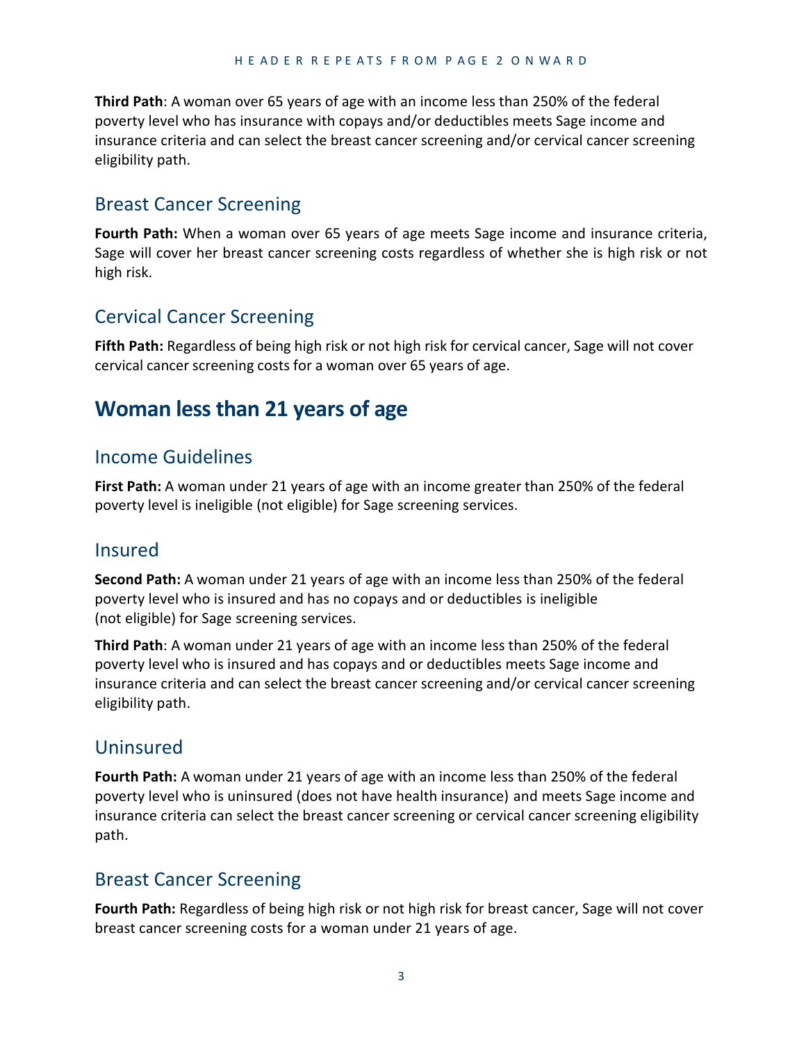**Third Path**: A woman over 65 years of age with an income less than 250% of the federal poverty level who has insurance with copays and/or deductibles meets Sage income and insurance criteria and can select the breast cancer screening and/or cervical cancer screening eligibility path.

### Breast Cancer Screening

**Fourth Path:** When a woman over 65 years of age meets Sage income and insurance criteria, Sage will cover her breast cancer screening costs regardless of whether she is high risk or not high risk.

### Cervical Cancer Screening

**Fifth Path:** Regardless of being high risk or not high risk for cervical cancer, Sage will not cover cervical cancer screening costs for a woman over 65 years of age.

## Woman less than 21 years of age

### Income Guidelines

**First Path:** A woman under 21 years of age with an income greater than 250% of the federal poverty level is ineligible (not eligible) for Sage screening services.

### Insured

**Second Path:** A woman under 21 years of age with an income less than 250% of the federal poverty level who is insured and has no copays and or deductibles is ineligible (not eligible) for Sage screening services.

**Third Path**: A woman under 21 years of age with an income less than 250% of the federal poverty level who is insured and has copays and or deductibles meets Sage income and insurance criteria and can select the breast cancer screening and/or cervical cancer screening eligibility path.

### Uninsured

**Fourth Path:** A woman under 21 years of age with an income less than 250% of the federal poverty level who is uninsured (does not have health insurance) and meets Sage income and insurance criteria can select the breast cancer screening or cervical cancer screening eligibility path.

### Breast Cancer Screening

**Fourth Path:** Regardless of being high risk or not high risk for breast cancer, Sage will not cover breast cancer screening costs for a woman under 21 years of age.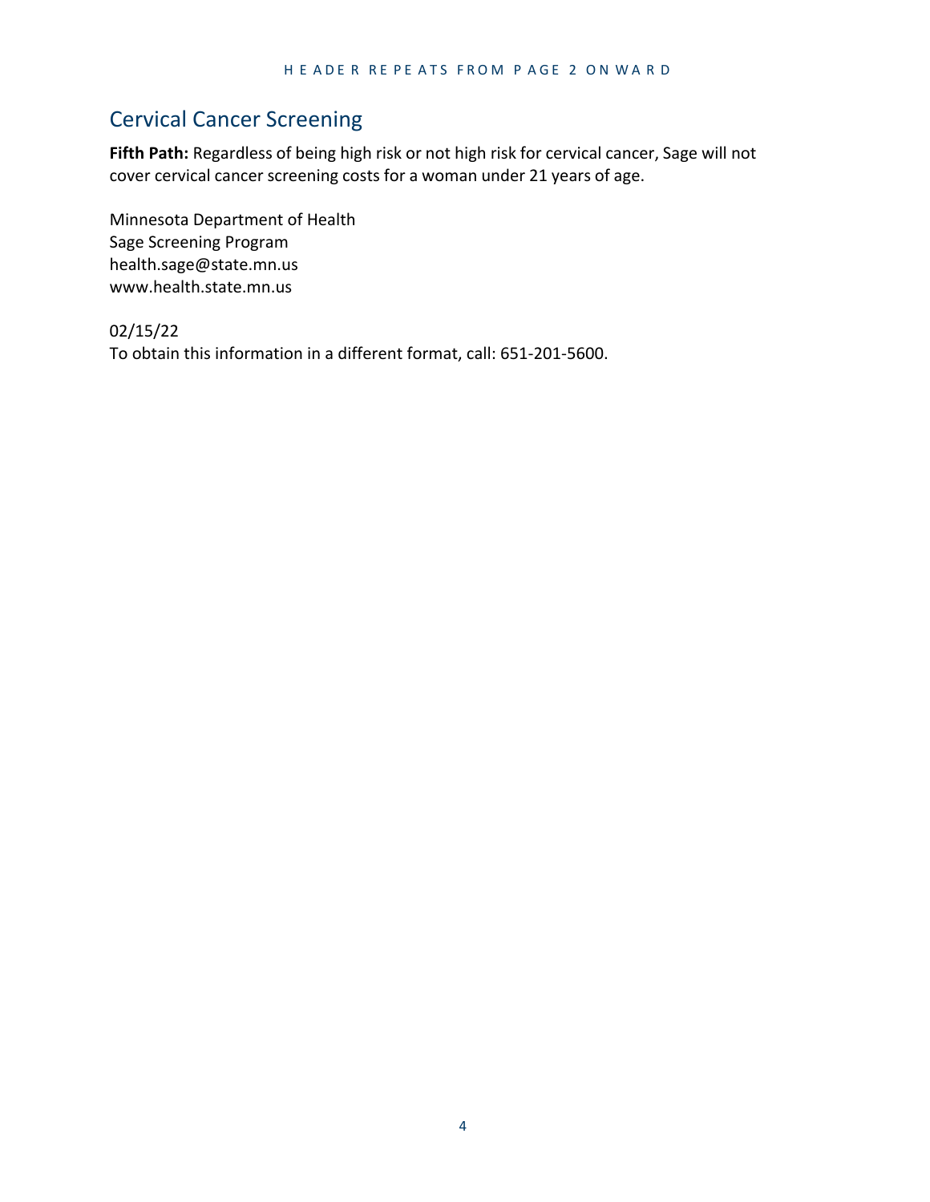## Cervical Cancer Screening

**Fifth Path:** Regardless of being high risk or not high risk for cervical cancer, Sage will not cover cervical cancer screening costs for a woman under 21 years of age.

Minnesota Department of Health
Sage Screening Program
health.sage@state.mn.us
www.health.state.mn.us

02/15/22
To obtain this information in a different format, call: 651-201-5600.